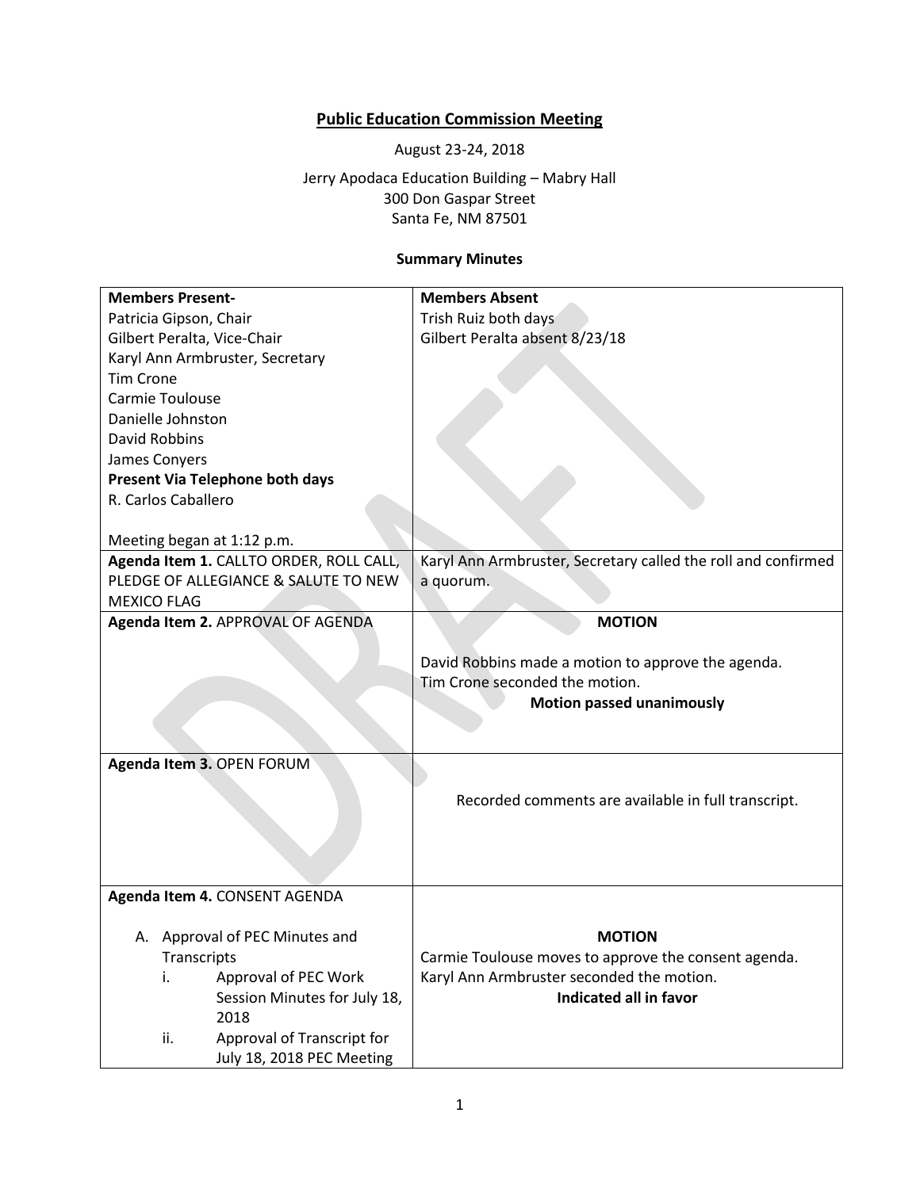# Public Education Commission Meeting

August 23-24, 2018

Jerry Apodaca Education Building – Mabry Hall
300 Don Gaspar Street
Santa Fe, NM 87501

**Summary Minutes**

| | |
|---|---|
| **Members Present-**<br>Patricia Gipson, Chair<br>Gilbert Peralta, Vice-Chair<br>Karyl Ann Armbruster, Secretary<br>Tim Crone<br>Carmie Toulouse<br>Danielle Johnston<br>David Robbins<br>James Conyers<br>**Present Via Telephone both days**<br>R. Carlos Caballero<br><br>Meeting began at 1:12 p.m. | **Members Absent**<br>Trish Ruiz both days<br>Gilbert Peralta absent 8/23/18 |
| **Agenda Item 1.** CALLTO ORDER, ROLL CALL, PLEDGE OF ALLEGIANCE & SALUTE TO NEW MEXICO FLAG | Karyl Ann Armbruster, Secretary called the roll and confirmed a quorum. |
| **Agenda Item 2.** APPROVAL OF AGENDA | **MOTION**<br><br>David Robbins made a motion to approve the agenda.<br>Tim Crone seconded the motion.<br>**Motion passed unanimously** |
| **Agenda Item 3.** OPEN FORUM | Recorded comments are available in full transcript. |
| **Agenda Item 4.** CONSENT AGENDA<br><br>A. Approval of PEC Minutes and Transcripts<br>i. Approval of PEC Work Session Minutes for July 18, 2018<br>ii. Approval of Transcript for July 18, 2018 PEC Meeting | **MOTION**<br>Carmie Toulouse moves to approve the consent agenda.<br>Karyl Ann Armbruster seconded the motion.<br>**Indicated all in favor** |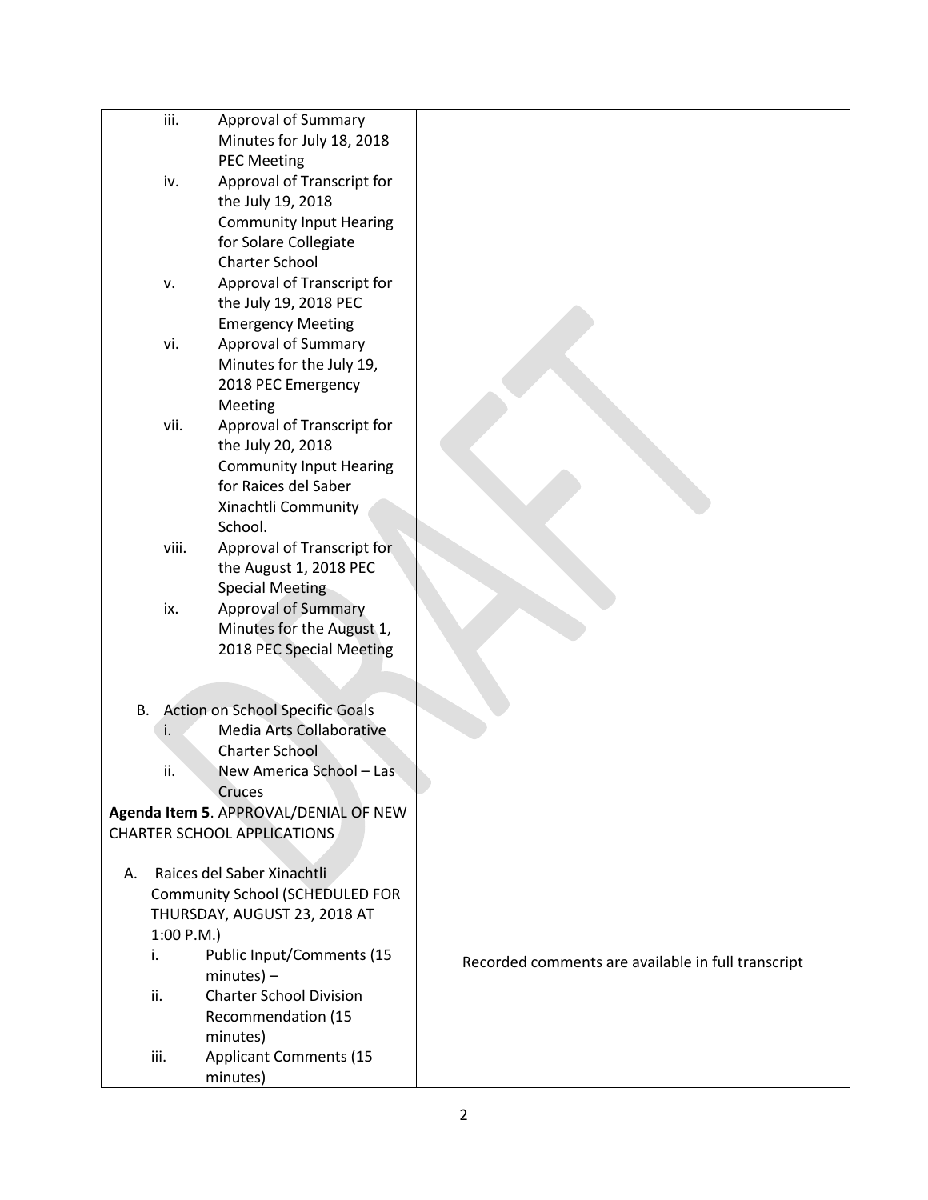| | |
|---|---|
| iii. Approval of Summary Minutes for July 18, 2018 PEC Meeting<br>iv. Approval of Transcript for the July 19, 2018 Community Input Hearing for Solare Collegiate Charter School<br>v. Approval of Transcript for the July 19, 2018 PEC Emergency Meeting<br>vi. Approval of Summary Minutes for the July 19, 2018 PEC Emergency Meeting<br>vii. Approval of Transcript for the July 20, 2018 Community Input Hearing for Raices del Saber Xinachtli Community School.<br>viii. Approval of Transcript for the August 1, 2018 PEC Special Meeting<br>ix. Approval of Summary Minutes for the August 1, 2018 PEC Special Meeting<br><br>B. Action on School Specific Goals<br>i. Media Arts Collaborative Charter School<br>ii. New America School – Las Cruces | |
| **Agenda Item 5**. APPROVAL/DENIAL OF NEW CHARTER SCHOOL APPLICATIONS<br><br>A. Raices del Saber Xinachtli Community School (SCHEDULED FOR THURSDAY, AUGUST 23, 2018 AT 1:00 P.M.)<br>i. Public Input/Comments (15 minutes) –<br>ii. Charter School Division Recommendation (15 minutes)<br>iii. Applicant Comments (15 minutes) | Recorded comments are available in full transcript |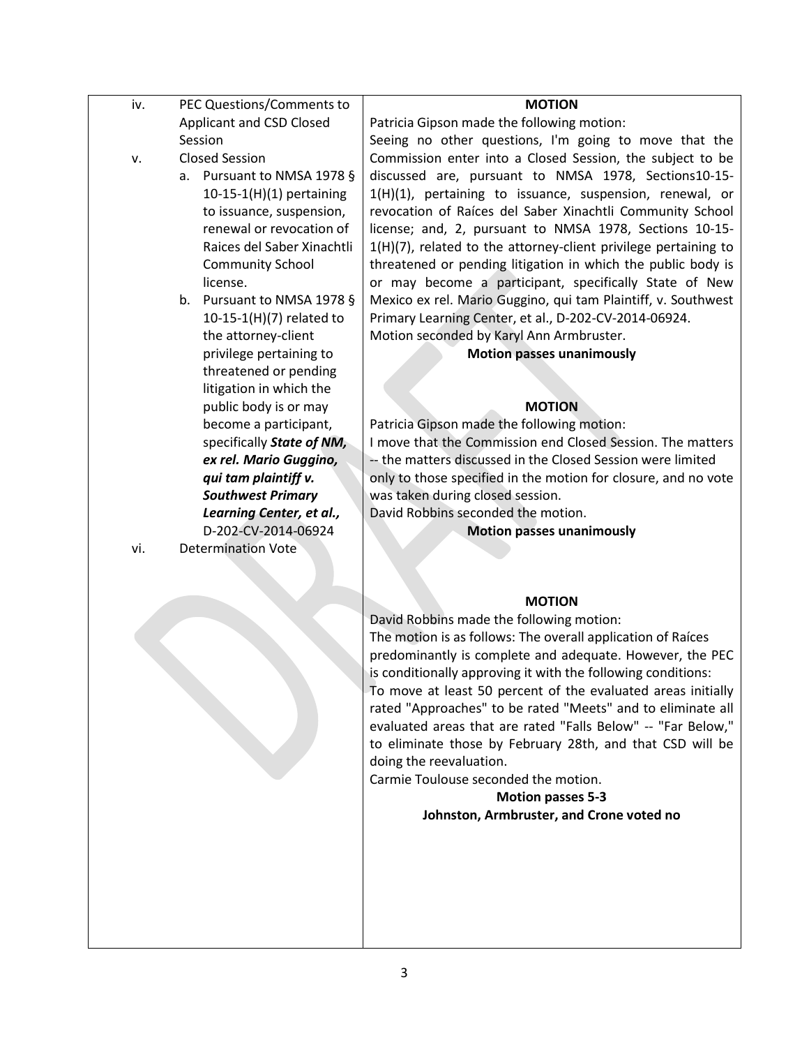| | |
|---|---|
| iv. PEC Questions/Comments to Applicant and CSD Closed Session<br>v. Closed Session<br>a. Pursuant to NMSA 1978 § 10-15-1(H)(1) pertaining to issuance, suspension, renewal or revocation of Raices del Saber Xinachtli Community School license.<br>b. Pursuant to NMSA 1978 § 10-15-1(H)(7) related to the attorney-client privilege pertaining to threatened or pending litigation in which the public body is or may become a participant, specifically ***State of NM, ex rel. Mario Guggino, qui tam plaintiff v. Southwest Primary Learning Center, et al.,*** D-202-CV-2014-06924<br>vi. Determination Vote | **MOTION**<br>Patricia Gipson made the following motion:<br>Seeing no other questions, I'm going to move that the Commission enter into a Closed Session, the subject to be discussed are, pursuant to NMSA 1978, Sections10-15-1(H)(1), pertaining to issuance, suspension, renewal, or revocation of Raíces del Saber Xinachtli Community School license; and, 2, pursuant to NMSA 1978, Sections 10-15-1(H)(7), related to the attorney-client privilege pertaining to threatened or pending litigation in which the public body is or may become a participant, specifically State of New Mexico ex rel. Mario Guggino, qui tam Plaintiff, v. Southwest Primary Learning Center, et al., D-202-CV-2014-06924.<br>Motion seconded by Karyl Ann Armbruster.<br>**Motion passes unanimously**<br><br>**MOTION**<br>Patricia Gipson made the following motion:<br>I move that the Commission end Closed Session. The matters -- the matters discussed in the Closed Session were limited only to those specified in the motion for closure, and no vote was taken during closed session.<br>David Robbins seconded the motion.<br>**Motion passes unanimously**<br><br>**MOTION**<br>David Robbins made the following motion:<br>The motion is as follows: The overall application of Raíces predominantly is complete and adequate. However, the PEC is conditionally approving it with the following conditions:<br>To move at least 50 percent of the evaluated areas initially rated "Approaches" to be rated "Meets" and to eliminate all evaluated areas that are rated "Falls Below" -- "Far Below," to eliminate those by February 28th, and that CSD will be doing the reevaluation.<br>Carmie Toulouse seconded the motion.<br>**Motion passes 5-3**<br>**Johnston, Armbruster, and Crone voted no** |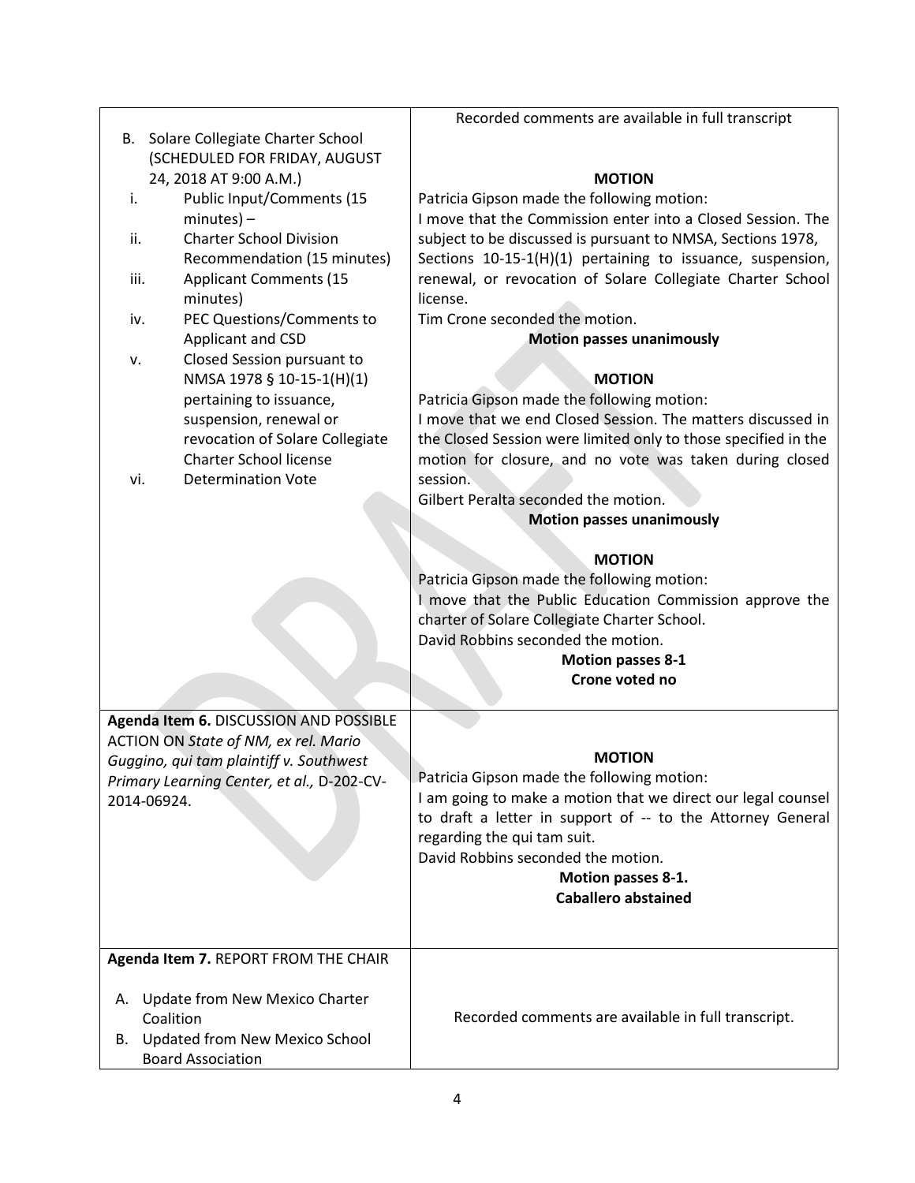| | |
|---|---|
| B. Solare Collegiate Charter School (SCHEDULED FOR FRIDAY, AUGUST 24, 2018 AT 9:00 A.M.)<br>i. Public Input/Comments (15 minutes) –<br>ii. Charter School Division Recommendation (15 minutes)<br>iii. Applicant Comments (15 minutes)<br>iv. PEC Questions/Comments to Applicant and CSD<br>v. Closed Session pursuant to NMSA 1978 § 10-15-1(H)(1) pertaining to issuance, suspension, renewal or revocation of Solare Collegiate Charter School license<br>vi. Determination Vote | Recorded comments are available in full transcript<br><br>**MOTION**<br>Patricia Gipson made the following motion:<br>I move that the Commission enter into a Closed Session. The subject to be discussed is pursuant to NMSA, Sections 1978, Sections 10-15-1(H)(1) pertaining to issuance, suspension, renewal, or revocation of Solare Collegiate Charter School license.<br>Tim Crone seconded the motion.<br>**Motion passes unanimously**<br><br>**MOTION**<br>Patricia Gipson made the following motion:<br>I move that we end Closed Session. The matters discussed in the Closed Session were limited only to those specified in the motion for closure, and no vote was taken during closed session.<br>Gilbert Peralta seconded the motion.<br>**Motion passes unanimously**<br><br>**MOTION**<br>Patricia Gipson made the following motion:<br>I move that the Public Education Commission approve the charter of Solare Collegiate Charter School.<br>David Robbins seconded the motion.<br>**Motion passes 8-1**<br>**Crone voted no** |
| **Agenda Item 6.** DISCUSSION AND POSSIBLE ACTION ON *State of NM, ex rel. Mario Guggino, qui tam plaintiff v. Southwest Primary Learning Center, et al.,* D-202-CV-2014-06924. | **MOTION**<br>Patricia Gipson made the following motion:<br>I am going to make a motion that we direct our legal counsel to draft a letter in support of -- to the Attorney General regarding the qui tam suit.<br>David Robbins seconded the motion.<br>**Motion passes 8-1.**<br>**Caballero abstained** |
| **Agenda Item 7.** REPORT FROM THE CHAIR<br><br>A. Update from New Mexico Charter Coalition<br>B. Updated from New Mexico School Board Association | Recorded comments are available in full transcript. |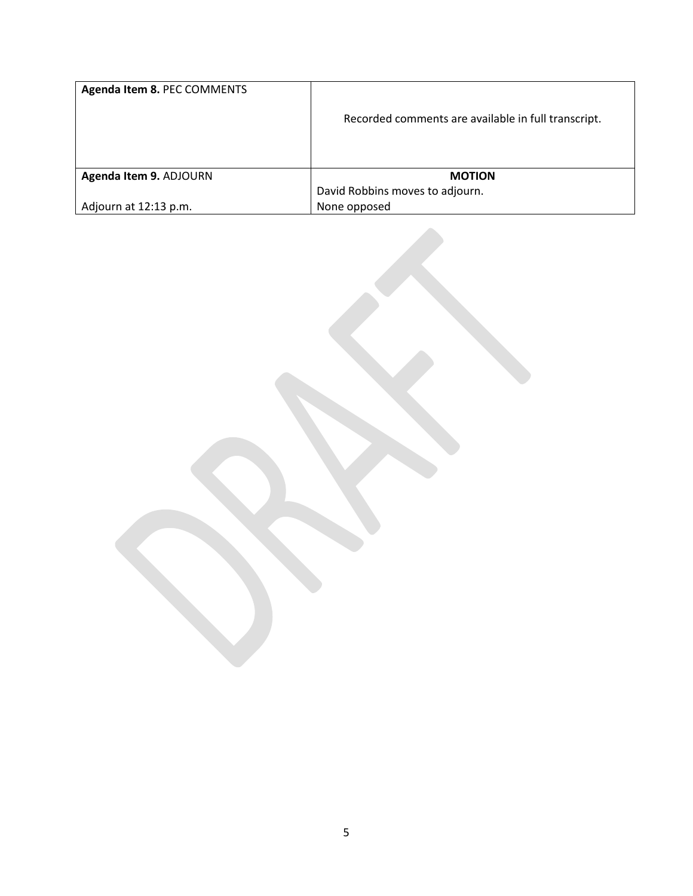| | |
|---|---|
| **Agenda Item 8.** PEC COMMENTS | Recorded comments are available in full transcript. |
| **Agenda Item 9.** ADJOURN<br><br>Adjourn at 12:13 p.m. | **MOTION**<br>David Robbins moves to adjourn.<br>None opposed |